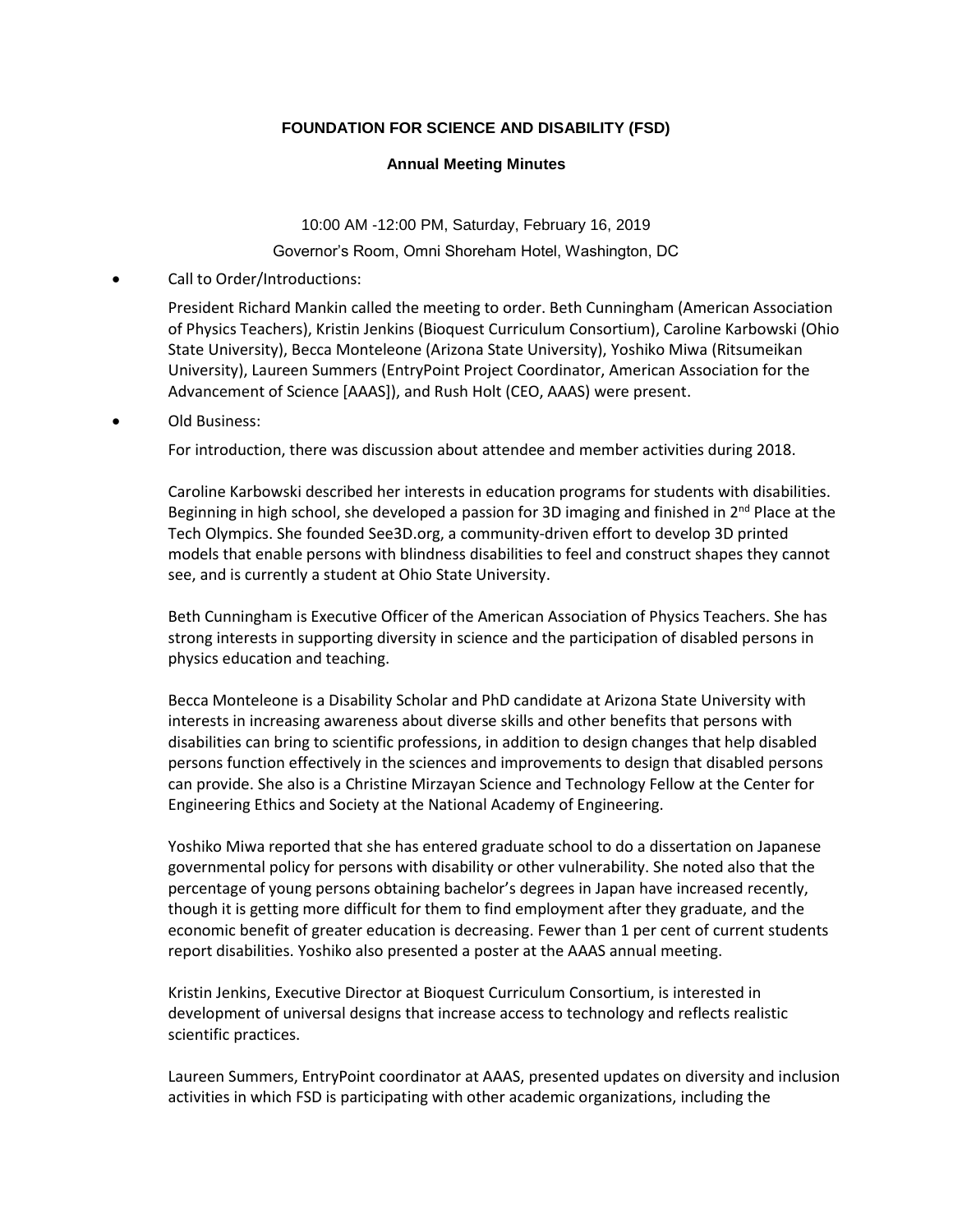# FOUNDATION FOR SCIENCE AND DISABILITY (FSD)

## Annual Meeting Minutes

10:00 AM -12:00 PM, Saturday, February 16, 2019

Governor's Room, Omni Shoreham Hotel, Washington, DC

- Call to Order/Introductions:

  President Richard Mankin called the meeting to order. Beth Cunningham (American Association of Physics Teachers), Kristin Jenkins (Bioquest Curriculum Consortium), Caroline Karbowski (Ohio State University), Becca Monteleone (Arizona State University), Yoshiko Miwa (Ritsumeikan University), Laureen Summers (EntryPoint Project Coordinator, American Association for the Advancement of Science [AAAS]), and Rush Holt (CEO, AAAS) were present.

- Old Business:

  For introduction, there was discussion about attendee and member activities during 2018.

  Caroline Karbowski described her interests in education programs for students with disabilities. Beginning in high school, she developed a passion for 3D imaging and finished in 2nd Place at the Tech Olympics. She founded See3D.org, a community-driven effort to develop 3D printed models that enable persons with blindness disabilities to feel and construct shapes they cannot see, and is currently a student at Ohio State University.

  Beth Cunningham is Executive Officer of the American Association of Physics Teachers. She has strong interests in supporting diversity in science and the participation of disabled persons in physics education and teaching.

  Becca Monteleone is a Disability Scholar and PhD candidate at Arizona State University with interests in increasing awareness about diverse skills and other benefits that persons with disabilities can bring to scientific professions, in addition to design changes that help disabled persons function effectively in the sciences and improvements to design that disabled persons can provide. She also is a Christine Mirzayan Science and Technology Fellow at the Center for Engineering Ethics and Society at the National Academy of Engineering.

  Yoshiko Miwa reported that she has entered graduate school to do a dissertation on Japanese governmental policy for persons with disability or other vulnerability. She noted also that the percentage of young persons obtaining bachelor's degrees in Japan have increased recently, though it is getting more difficult for them to find employment after they graduate, and the economic benefit of greater education is decreasing. Fewer than 1 per cent of current students report disabilities. Yoshiko also presented a poster at the AAAS annual meeting.

  Kristin Jenkins, Executive Director at Bioquest Curriculum Consortium, is interested in development of universal designs that increase access to technology and reflects realistic scientific practices.

  Laureen Summers, EntryPoint coordinator at AAAS, presented updates on diversity and inclusion activities in which FSD is participating with other academic organizations, including the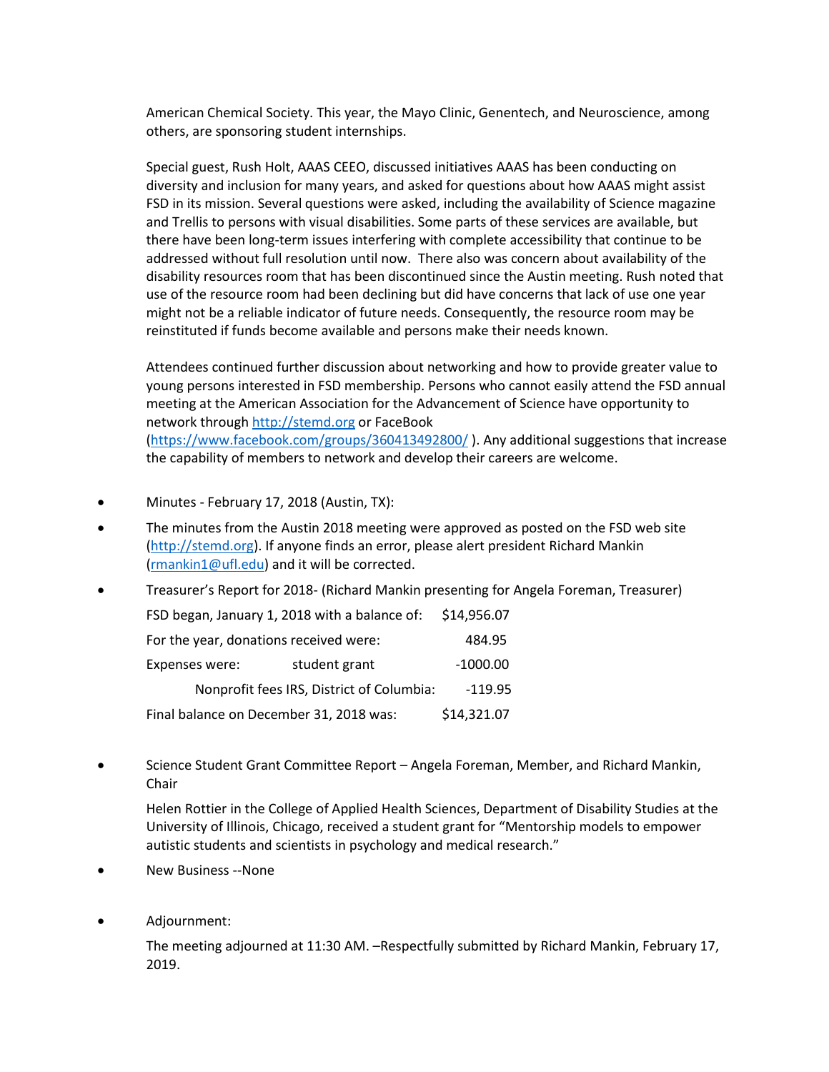American Chemical Society. This year, the Mayo Clinic, Genentech, and Neuroscience, among others, are sponsoring student internships.

Special guest, Rush Holt, AAAS CEEO, discussed initiatives AAAS has been conducting on diversity and inclusion for many years, and asked for questions about how AAAS might assist FSD in its mission. Several questions were asked, including the availability of Science magazine and Trellis to persons with visual disabilities. Some parts of these services are available, but there have been long-term issues interfering with complete accessibility that continue to be addressed without full resolution until now. There also was concern about availability of the disability resources room that has been discontinued since the Austin meeting. Rush noted that use of the resource room had been declining but did have concerns that lack of use one year might not be a reliable indicator of future needs. Consequently, the resource room may be reinstituted if funds become available and persons make their needs known.

Attendees continued further discussion about networking and how to provide greater value to young persons interested in FSD membership. Persons who cannot easily attend the FSD annual meeting at the American Association for the Advancement of Science have opportunity to network through http://stemd.org or FaceBook (https://www.facebook.com/groups/360413492800/ ). Any additional suggestions that increase the capability of members to network and develop their careers are welcome.

- Minutes - February 17, 2018 (Austin, TX):
- The minutes from the Austin 2018 meeting were approved as posted on the FSD web site (http://stemd.org). If anyone finds an error, please alert president Richard Mankin (rmankin1@ufl.edu) and it will be corrected.
- Treasurer's Report for 2018- (Richard Mankin presenting for Angela Foreman, Treasurer)

| | | |
|---|---|---|
| FSD began, January 1, 2018 with a balance of: | | $14,956.07 |
| For the year, donations received were: | | 484.95 |
| Expenses were: | student grant | -1000.00 |
| | Nonprofit fees IRS, District of Columbia: | -119.95 |
| Final balance on December 31, 2018 was: | | $14,321.07 |

- Science Student Grant Committee Report – Angela Foreman, Member, and Richard Mankin, Chair

  Helen Rottier in the College of Applied Health Sciences, Department of Disability Studies at the University of Illinois, Chicago, received a student grant for "Mentorship models to empower autistic students and scientists in psychology and medical research."

- New Business --None

- Adjournment:

  The meeting adjourned at 11:30 AM. –Respectfully submitted by Richard Mankin, February 17, 2019.